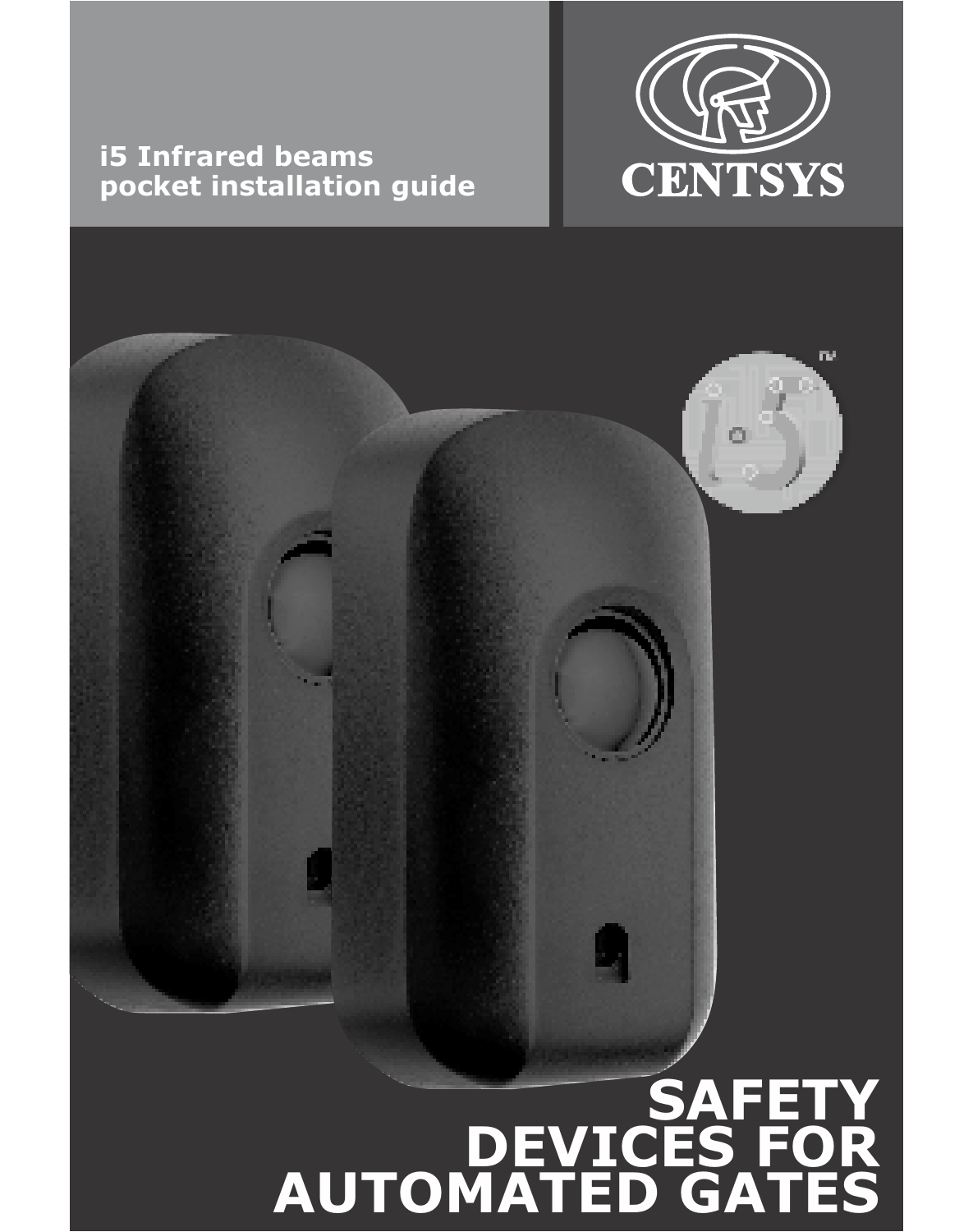**i5 Infrared beams pocket installation guide**

CENTSYS

# SAFETY DEVICES FOR AUTOMATED GATES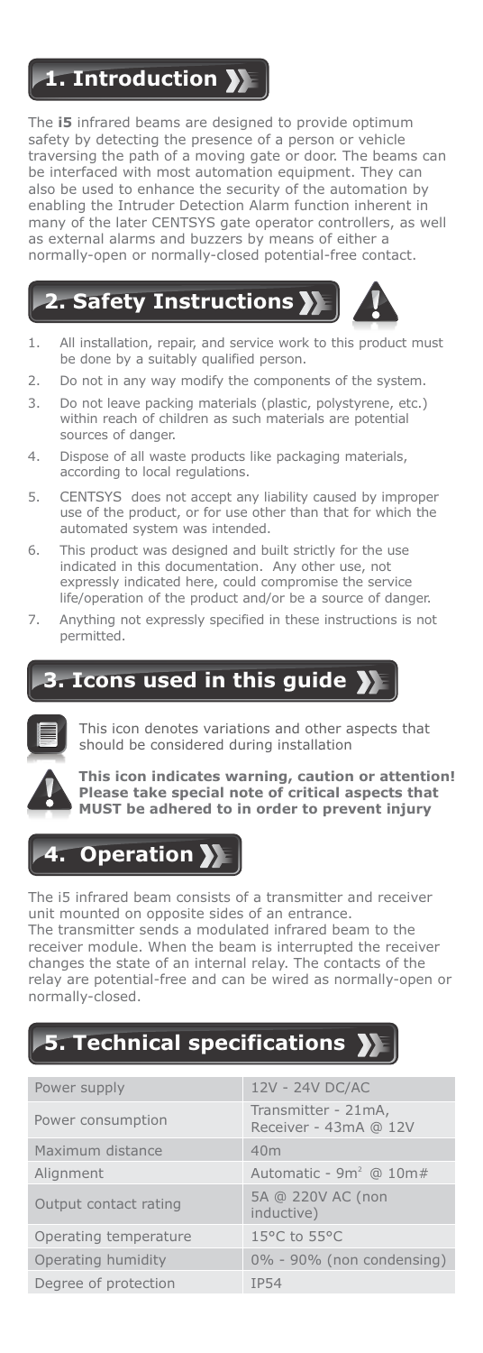## 1. Introduction

The **i5** infrared beams are designed to provide optimum safety by detecting the presence of a person or vehicle traversing the path of a moving gate or door. The beams can be interfaced with most automation equipment. They can also be used to enhance the security of the automation by enabling the Intruder Detection Alarm function inherent in many of the later CENTSYS gate operator controllers, as well as external alarms and buzzers by means of either a normally-open or normally-closed potential-free contact.

## 2. Safety Instructions

1. All installation, repair, and service work to this product must be done by a suitably qualified person.
2. Do not in any way modify the components of the system.
3. Do not leave packing materials (plastic, polystyrene, etc.) within reach of children as such materials are potential sources of danger.
4. Dispose of all waste products like packaging materials, according to local regulations.
5. CENTSYS does not accept any liability caused by improper use of the product, or for use other than that for which the automated system was intended.
6. This product was designed and built strictly for the use indicated in this documentation. Any other use, not expressly indicated here, could compromise the service life/operation of the product and/or be a source of danger.
7. Anything not expressly specified in these instructions is not permitted.

## 3. Icons used in this guide

This icon denotes variations and other aspects that should be considered during installation

**This icon indicates warning, caution or attention! Please take special note of critical aspects that MUST be adhered to in order to prevent injury**

## 4. Operation

The i5 infrared beam consists of a transmitter and receiver unit mounted on opposite sides of an entrance.
The transmitter sends a modulated infrared beam to the receiver module. When the beam is interrupted the receiver changes the state of an internal relay. The contacts of the relay are potential-free and can be wired as normally-open or normally-closed.

## 5. Technical specifications

| | |
|---|---|
| Power supply | 12V - 24V DC/AC |
| Power consumption | Transmitter - 21mA, Receiver - 43mA @ 12V |
| Maximum distance | 40m |
| Alignment | Automatic - 9m$^2$ @ 10m# |
| Output contact rating | 5A @ 220V AC (non inductive) |
| Operating temperature | 15°C to 55°C |
| Operating humidity | 0% - 90% (non condensing) |
| Degree of protection | IP54 |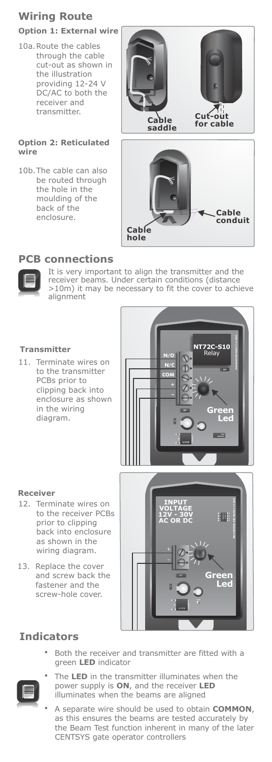## Wiring Route

**Option 1: External wire**

10a. Route the cables through the cable cut-out as shown in the illustration providing 12-24 V DC/AC to both the receiver and transmitter.

Cable saddle

Cut-out for cable

**Option 2: Reticulated wire**

10b. The cable can also be routed through the hole in the moulding of the back of the enclosure.

Cable conduit

Cable hole

## PCB connections

It is very important to align the transmitter and the receiver beams. Under certain conditions (distance >10m) it may be necessary to fit the cover to achieve alignment

### Transmitter

11. Terminate wires on to the transmitter PCBs prior to clipping back into enclosure as shown in the wiring diagram.

NT72C-S10 Relay

N/O
N/C
COM
+
–

Green Led

### Receiver

12. Terminate wires on to the receiver PCBs prior to clipping back into enclosure as shown in the wiring diagram.
13. Replace the cover and screw back the fastener and the screw-hole cover.

INPUT VOLTAGE 12V - 30V AC OR DC

+
–

Green Led

## Indicators

- Both the receiver and transmitter are fitted with a green **LED** indicator
- The **LED** in the transmitter illuminates when the power supply is **ON**, and the receiver **LED** illuminates when the beams are aligned
- A separate wire should be used to obtain **COMMON**, as this ensures the beams are tested accurately by the Beam Test function inherent in many of the later CENTSYS gate operator controllers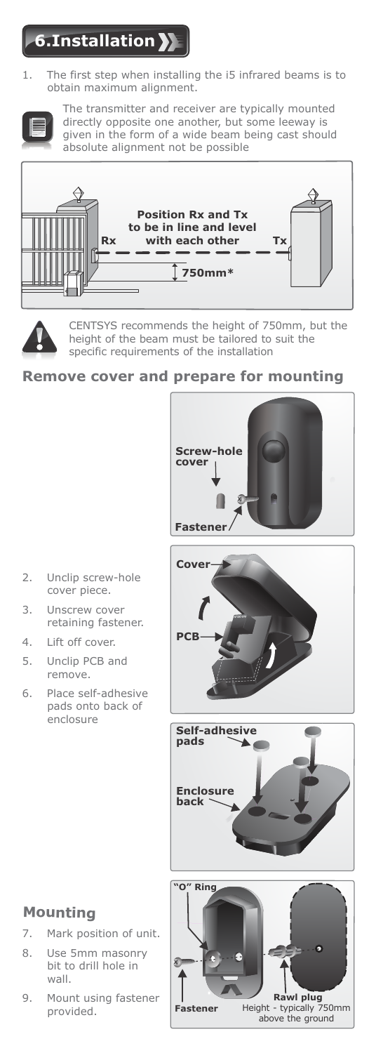# 6.Installation

1. The first step when installing the i5 infrared beams is to obtain maximum alignment.

The transmitter and receiver are typically mounted directly opposite one another, but some leeway is given in the form of a wide beam being cast should absolute alignment not be possible

Position Rx and Tx to be in line and level with each other

Rx

Tx

750mm*

CENTSYS recommends the height of 750mm, but the height of the beam must be tailored to suit the specific requirements of the installation

## Remove cover and prepare for mounting

Screw-hole cover

Fastener

2. Unclip screw-hole cover piece.
3. Unscrew cover retaining fastener.
4. Lift off cover.
5. Unclip PCB and remove.
6. Place self-adhesive pads onto back of enclosure

Cover

PCB

Self-adhesive pads

Enclosure back

## Mounting

7. Mark position of unit.
8. Use 5mm masonry bit to drill hole in wall.
9. Mount using fastener provided.

"O" Ring

Fastener

Rawl plug

Height - typically 750mm above the ground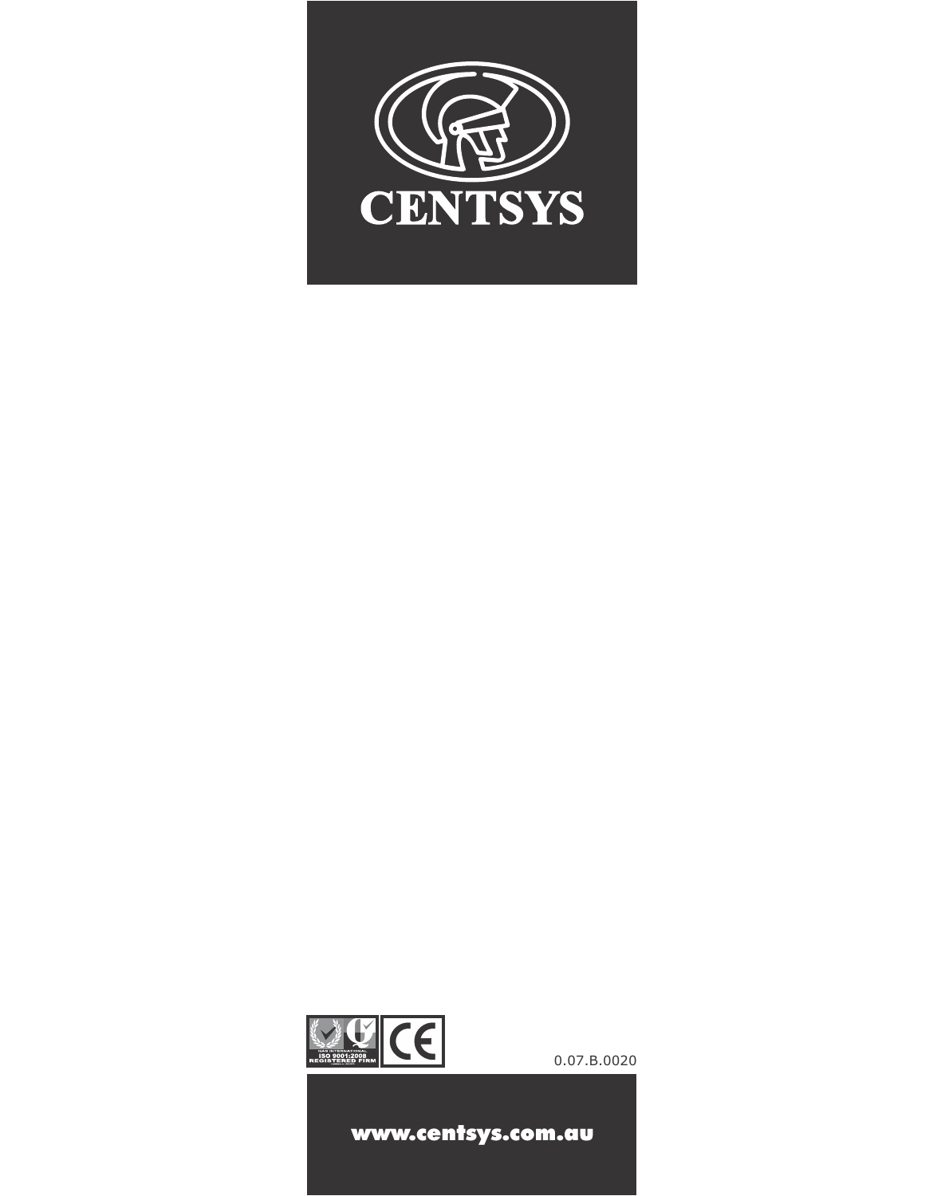CENTSYS

ISO 9001:2008 REGISTERED FIRM

0.07.B.0020

www.centsys.com.au